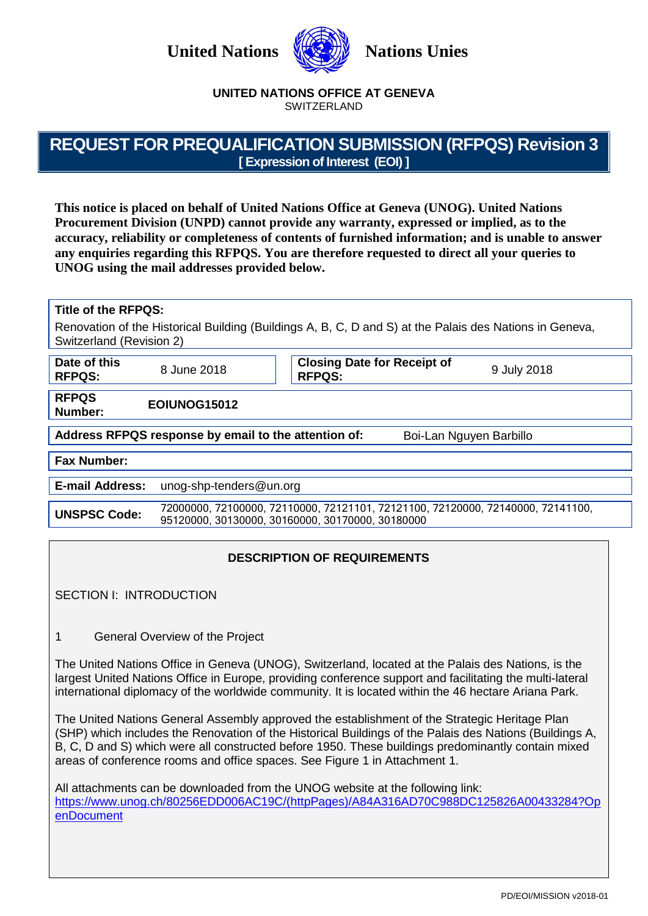United Nations Nations Unies

**UNITED NATIONS OFFICE AT GENEVA**
SWITZERLAND

# REQUEST FOR PREQUALIFICATION SUBMISSION (RFPQS) Revision 3
**[ Expression of Interest (EOI) ]**

**This notice is placed on behalf of United Nations Office at Geneva (UNOG). United Nations Procurement Division (UNPD) cannot provide any warranty, expressed or implied, as to the accuracy, reliability or completeness of contents of furnished information; and is unable to answer any enquiries regarding this RFPQS. You are therefore requested to direct all your queries to UNOG using the mail addresses provided below.**

**Title of the RFPQS:**
Renovation of the Historical Building (Buildings A, B, C, D and S) at the Palais des Nations in Geneva, Switzerland (Revision 2)

| **Date of this RFPQS:** | 8 June 2018 | **Closing Date for Receipt of RFPQS:** | 9 July 2018 |
|---|---|---|---|

**RFPQS Number:** **EOIUNOG15012**

**Address RFPQS response by email to the attention of:** Boi-Lan Nguyen Barbillo

**Fax Number:**

**E-mail Address:** unog-shp-tenders@un.org

**UNSPSC Code:** 72000000, 72100000, 72110000, 72121101, 72121100, 72120000, 72140000, 72141100, 95120000, 30130000, 30160000, 30170000, 30180000

## DESCRIPTION OF REQUIREMENTS

SECTION I: INTRODUCTION

1 General Overview of the Project

The United Nations Office in Geneva (UNOG), Switzerland, located at the Palais des Nations, is the largest United Nations Office in Europe, providing conference support and facilitating the multi-lateral international diplomacy of the worldwide community. It is located within the 46 hectare Ariana Park.

The United Nations General Assembly approved the establishment of the Strategic Heritage Plan (SHP) which includes the Renovation of the Historical Buildings of the Palais des Nations (Buildings A, B, C, D and S) which were all constructed before 1950. These buildings predominantly contain mixed areas of conference rooms and office spaces. See Figure 1 in Attachment 1.

All attachments can be downloaded from the UNOG website at the following link:
https://www.unog.ch/80256EDD006AC19C/(httpPages)/A84A316AD70C988DC125826A00433284?OpenDocument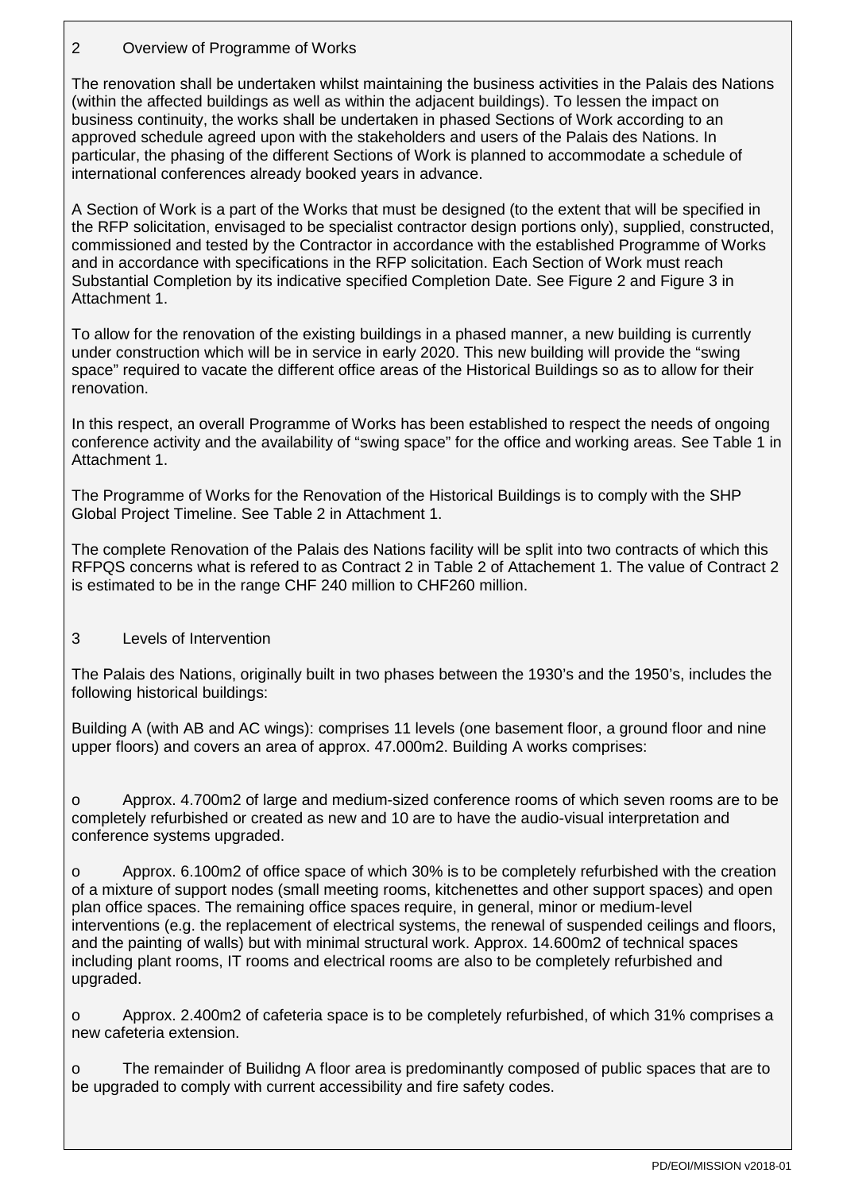## 2 Overview of Programme of Works

The renovation shall be undertaken whilst maintaining the business activities in the Palais des Nations (within the affected buildings as well as within the adjacent buildings). To lessen the impact on business continuity, the works shall be undertaken in phased Sections of Work according to an approved schedule agreed upon with the stakeholders and users of the Palais des Nations. In particular, the phasing of the different Sections of Work is planned to accommodate a schedule of international conferences already booked years in advance.

A Section of Work is a part of the Works that must be designed (to the extent that will be specified in the RFP solicitation, envisaged to be specialist contractor design portions only), supplied, constructed, commissioned and tested by the Contractor in accordance with the established Programme of Works and in accordance with specifications in the RFP solicitation. Each Section of Work must reach Substantial Completion by its indicative specified Completion Date. See Figure 2 and Figure 3 in Attachment 1.

To allow for the renovation of the existing buildings in a phased manner, a new building is currently under construction which will be in service in early 2020. This new building will provide the "swing space" required to vacate the different office areas of the Historical Buildings so as to allow for their renovation.

In this respect, an overall Programme of Works has been established to respect the needs of ongoing conference activity and the availability of "swing space" for the office and working areas. See Table 1 in Attachment 1.

The Programme of Works for the Renovation of the Historical Buildings is to comply with the SHP Global Project Timeline. See Table 2 in Attachment 1.

The complete Renovation of the Palais des Nations facility will be split into two contracts of which this RFPQS concerns what is refered to as Contract 2 in Table 2 of Attachement 1. The value of Contract 2 is estimated to be in the range CHF 240 million to CHF260 million.

## 3 Levels of Intervention

The Palais des Nations, originally built in two phases between the 1930's and the 1950's, includes the following historical buildings:

Building A (with AB and AC wings): comprises 11 levels (one basement floor, a ground floor and nine upper floors) and covers an area of approx. 47.000m2. Building A works comprises:

- Approx. 4.700m2 of large and medium-sized conference rooms of which seven rooms are to be completely refurbished or created as new and 10 are to have the audio-visual interpretation and conference systems upgraded.
- Approx. 6.100m2 of office space of which 30% is to be completely refurbished with the creation of a mixture of support nodes (small meeting rooms, kitchenettes and other support spaces) and open plan office spaces. The remaining office spaces require, in general, minor or medium-level interventions (e.g. the replacement of electrical systems, the renewal of suspended ceilings and floors, and the painting of walls) but with minimal structural work. Approx. 14.600m2 of technical spaces including plant rooms, IT rooms and electrical rooms are also to be completely refurbished and upgraded.
- Approx. 2.400m2 of cafeteria space is to be completely refurbished, of which 31% comprises a new cafeteria extension.
- The remainder of Builidng A floor area is predominantly composed of public spaces that are to be upgraded to comply with current accessibility and fire safety codes.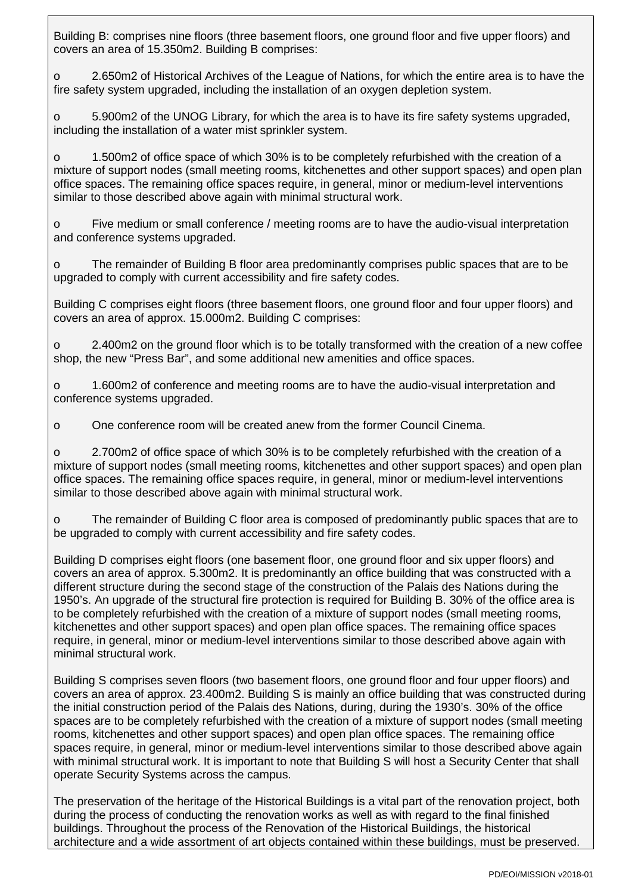Building B: comprises nine floors (three basement floors, one ground floor and five upper floors) and covers an area of 15.350m2. Building B comprises:

- 2.650m2 of Historical Archives of the League of Nations, for which the entire area is to have the fire safety system upgraded, including the installation of an oxygen depletion system.
- 5.900m2 of the UNOG Library, for which the area is to have its fire safety systems upgraded, including the installation of a water mist sprinkler system.
- 1.500m2 of office space of which 30% is to be completely refurbished with the creation of a mixture of support nodes (small meeting rooms, kitchenettes and other support spaces) and open plan office spaces. The remaining office spaces require, in general, minor or medium-level interventions similar to those described above again with minimal structural work.
- Five medium or small conference / meeting rooms are to have the audio-visual interpretation and conference systems upgraded.
- The remainder of Building B floor area predominantly comprises public spaces that are to be upgraded to comply with current accessibility and fire safety codes.

Building C comprises eight floors (three basement floors, one ground floor and four upper floors) and covers an area of approx. 15.000m2. Building C comprises:

- 2.400m2 on the ground floor which is to be totally transformed with the creation of a new coffee shop, the new “Press Bar”, and some additional new amenities and office spaces.
- 1.600m2 of conference and meeting rooms are to have the audio-visual interpretation and conference systems upgraded.
- One conference room will be created anew from the former Council Cinema.
- 2.700m2 of office space of which 30% is to be completely refurbished with the creation of a mixture of support nodes (small meeting rooms, kitchenettes and other support spaces) and open plan office spaces. The remaining office spaces require, in general, minor or medium-level interventions similar to those described above again with minimal structural work.
- The remainder of Building C floor area is composed of predominantly public spaces that are to be upgraded to comply with current accessibility and fire safety codes.

Building D comprises eight floors (one basement floor, one ground floor and six upper floors) and covers an area of approx. 5.300m2. It is predominantly an office building that was constructed with a different structure during the second stage of the construction of the Palais des Nations during the 1950’s. An upgrade of the structural fire protection is required for Building B. 30% of the office area is to be completely refurbished with the creation of a mixture of support nodes (small meeting rooms, kitchenettes and other support spaces) and open plan office spaces. The remaining office spaces require, in general, minor or medium-level interventions similar to those described above again with minimal structural work.

Building S comprises seven floors (two basement floors, one ground floor and four upper floors) and covers an area of approx. 23.400m2. Building S is mainly an office building that was constructed during the initial construction period of the Palais des Nations, during, during the 1930’s. 30% of the office spaces are to be completely refurbished with the creation of a mixture of support nodes (small meeting rooms, kitchenettes and other support spaces) and open plan office spaces. The remaining office spaces require, in general, minor or medium-level interventions similar to those described above again with minimal structural work. It is important to note that Building S will host a Security Center that shall operate Security Systems across the campus.

The preservation of the heritage of the Historical Buildings is a vital part of the renovation project, both during the process of conducting the renovation works as well as with regard to the final finished buildings. Throughout the process of the Renovation of the Historical Buildings, the historical architecture and a wide assortment of art objects contained within these buildings, must be preserved.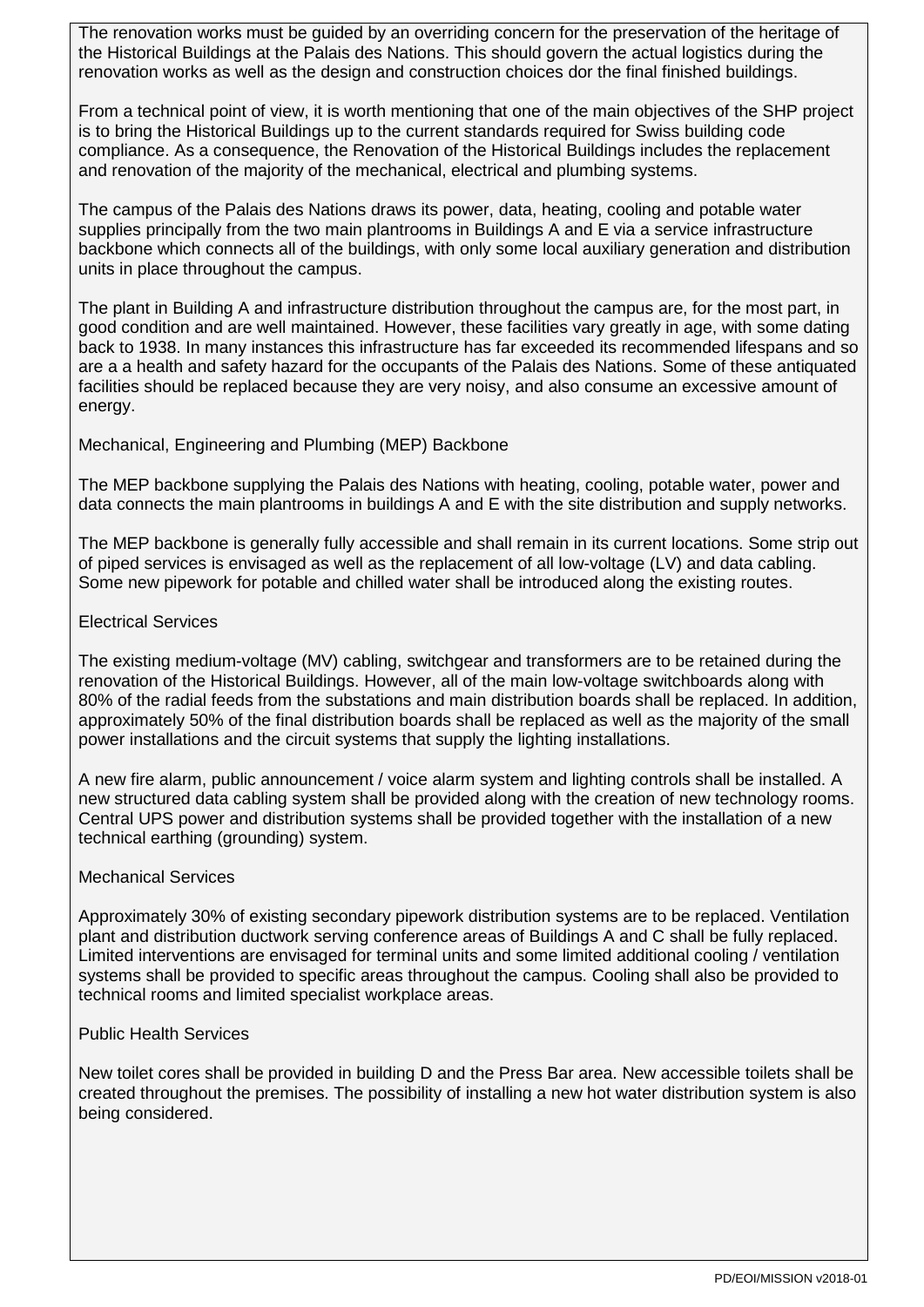The renovation works must be guided by an overriding concern for the preservation of the heritage of the Historical Buildings at the Palais des Nations. This should govern the actual logistics during the renovation works as well as the design and construction choices dor the final finished buildings.

From a technical point of view, it is worth mentioning that one of the main objectives of the SHP project is to bring the Historical Buildings up to the current standards required for Swiss building code compliance. As a consequence, the Renovation of the Historical Buildings includes the replacement and renovation of the majority of the mechanical, electrical and plumbing systems.

The campus of the Palais des Nations draws its power, data, heating, cooling and potable water supplies principally from the two main plantrooms in Buildings A and E via a service infrastructure backbone which connects all of the buildings, with only some local auxiliary generation and distribution units in place throughout the campus.

The plant in Building A and infrastructure distribution throughout the campus are, for the most part, in good condition and are well maintained. However, these facilities vary greatly in age, with some dating back to 1938. In many instances this infrastructure has far exceeded its recommended lifespans and so are a a health and safety hazard for the occupants of the Palais des Nations. Some of these antiquated facilities should be replaced because they are very noisy, and also consume an excessive amount of energy.

## Mechanical, Engineering and Plumbing (MEP) Backbone

The MEP backbone supplying the Palais des Nations with heating, cooling, potable water, power and data connects the main plantrooms in buildings A and E with the site distribution and supply networks.

The MEP backbone is generally fully accessible and shall remain in its current locations. Some strip out of piped services is envisaged as well as the replacement of all low-voltage (LV) and data cabling. Some new pipework for potable and chilled water shall be introduced along the existing routes.

## Electrical Services

The existing medium-voltage (MV) cabling, switchgear and transformers are to be retained during the renovation of the Historical Buildings. However, all of the main low-voltage switchboards along with 80% of the radial feeds from the substations and main distribution boards shall be replaced. In addition, approximately 50% of the final distribution boards shall be replaced as well as the majority of the small power installations and the circuit systems that supply the lighting installations.

A new fire alarm, public announcement / voice alarm system and lighting controls shall be installed. A new structured data cabling system shall be provided along with the creation of new technology rooms. Central UPS power and distribution systems shall be provided together with the installation of a new technical earthing (grounding) system.

## Mechanical Services

Approximately 30% of existing secondary pipework distribution systems are to be replaced. Ventilation plant and distribution ductwork serving conference areas of Buildings A and C shall be fully replaced. Limited interventions are envisaged for terminal units and some limited additional cooling / ventilation systems shall be provided to specific areas throughout the campus. Cooling shall also be provided to technical rooms and limited specialist workplace areas.

## Public Health Services

New toilet cores shall be provided in building D and the Press Bar area. New accessible toilets shall be created throughout the premises. The possibility of installing a new hot water distribution system is also being considered.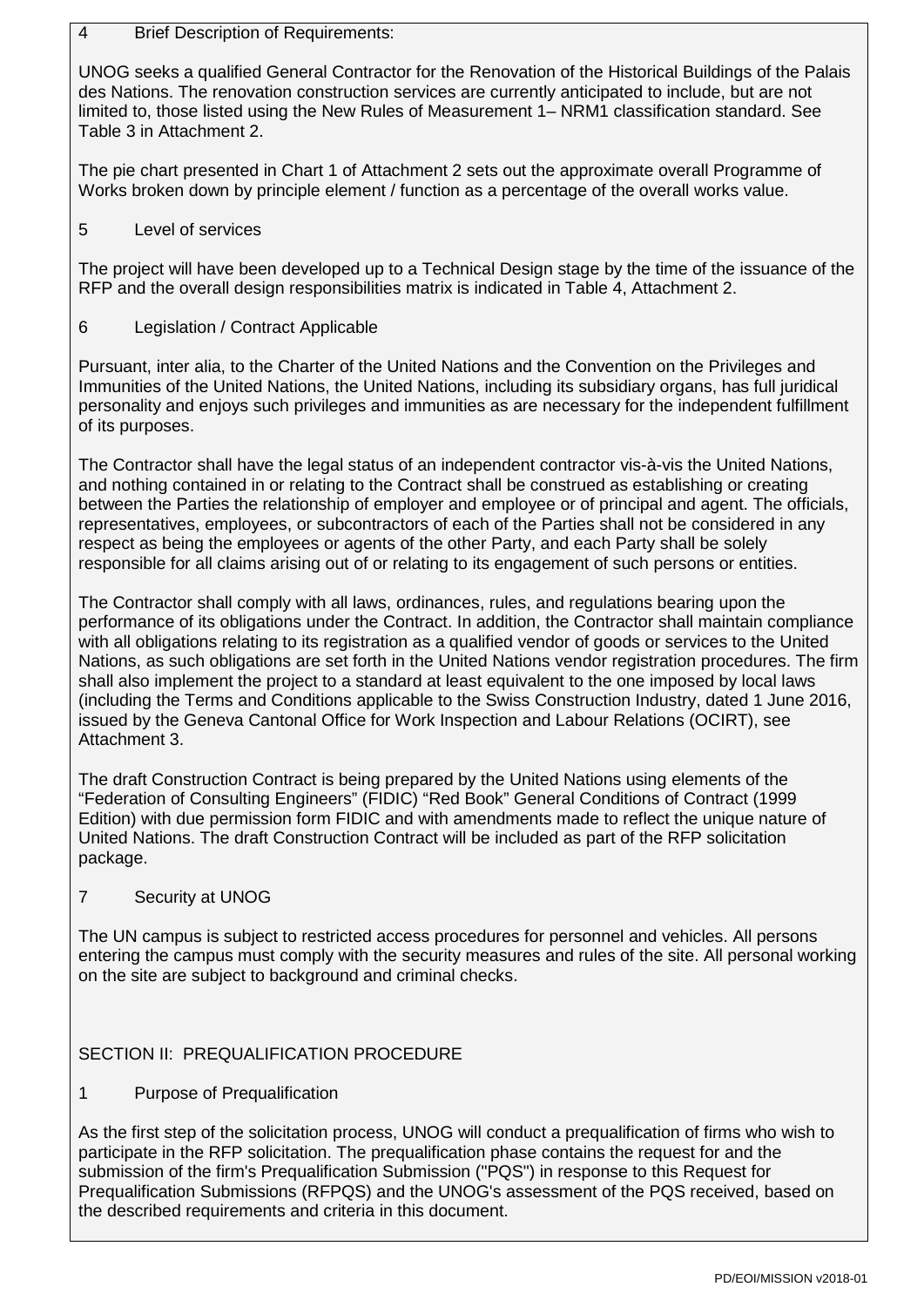4 Brief Description of Requirements:

UNOG seeks a qualified General Contractor for the Renovation of the Historical Buildings of the Palais des Nations. The renovation construction services are currently anticipated to include, but are not limited to, those listed using the New Rules of Measurement 1– NRM1 classification standard. See Table 3 in Attachment 2.

The pie chart presented in Chart 1 of Attachment 2 sets out the approximate overall Programme of Works broken down by principle element / function as a percentage of the overall works value.

5 Level of services

The project will have been developed up to a Technical Design stage by the time of the issuance of the RFP and the overall design responsibilities matrix is indicated in Table 4, Attachment 2.

6 Legislation / Contract Applicable

Pursuant, inter alia, to the Charter of the United Nations and the Convention on the Privileges and Immunities of the United Nations, the United Nations, including its subsidiary organs, has full juridical personality and enjoys such privileges and immunities as are necessary for the independent fulfillment of its purposes.

The Contractor shall have the legal status of an independent contractor vis-à-vis the United Nations, and nothing contained in or relating to the Contract shall be construed as establishing or creating between the Parties the relationship of employer and employee or of principal and agent. The officials, representatives, employees, or subcontractors of each of the Parties shall not be considered in any respect as being the employees or agents of the other Party, and each Party shall be solely responsible for all claims arising out of or relating to its engagement of such persons or entities.

The Contractor shall comply with all laws, ordinances, rules, and regulations bearing upon the performance of its obligations under the Contract. In addition, the Contractor shall maintain compliance with all obligations relating to its registration as a qualified vendor of goods or services to the United Nations, as such obligations are set forth in the United Nations vendor registration procedures. The firm shall also implement the project to a standard at least equivalent to the one imposed by local laws (including the Terms and Conditions applicable to the Swiss Construction Industry, dated 1 June 2016, issued by the Geneva Cantonal Office for Work Inspection and Labour Relations (OCIRT), see Attachment 3.

The draft Construction Contract is being prepared by the United Nations using elements of the "Federation of Consulting Engineers" (FIDIC) "Red Book" General Conditions of Contract (1999 Edition) with due permission form FIDIC and with amendments made to reflect the unique nature of United Nations. The draft Construction Contract will be included as part of the RFP solicitation package.

7 Security at UNOG

The UN campus is subject to restricted access procedures for personnel and vehicles. All persons entering the campus must comply with the security measures and rules of the site. All personal working on the site are subject to background and criminal checks.

## SECTION II: PREQUALIFICATION PROCEDURE

1 Purpose of Prequalification

As the first step of the solicitation process, UNOG will conduct a prequalification of firms who wish to participate in the RFP solicitation. The prequalification phase contains the request for and the submission of the firm's Prequalification Submission ("PQS") in response to this Request for Prequalification Submissions (RFPQS) and the UNOG's assessment of the PQS received, based on the described requirements and criteria in this document.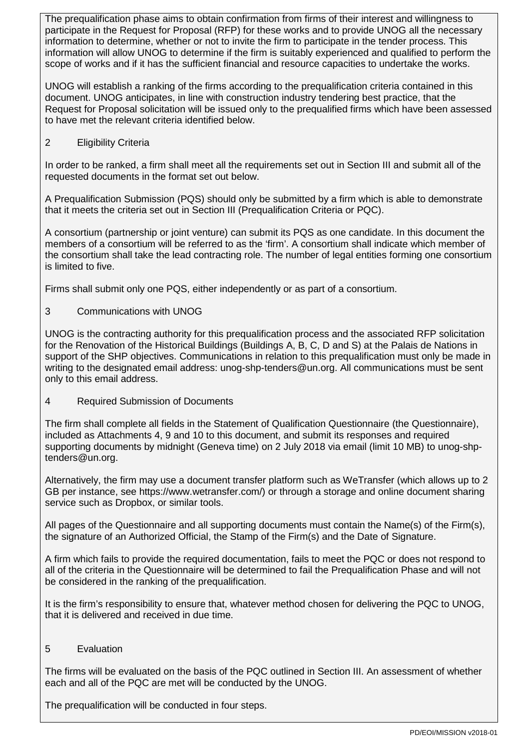The prequalification phase aims to obtain confirmation from firms of their interest and willingness to participate in the Request for Proposal (RFP) for these works and to provide UNOG all the necessary information to determine, whether or not to invite the firm to participate in the tender process. This information will allow UNOG to determine if the firm is suitably experienced and qualified to perform the scope of works and if it has the sufficient financial and resource capacities to undertake the works.

UNOG will establish a ranking of the firms according to the prequalification criteria contained in this document. UNOG anticipates, in line with construction industry tendering best practice, that the Request for Proposal solicitation will be issued only to the prequalified firms which have been assessed to have met the relevant criteria identified below.

## 2 Eligibility Criteria

In order to be ranked, a firm shall meet all the requirements set out in Section III and submit all of the requested documents in the format set out below.

A Prequalification Submission (PQS) should only be submitted by a firm which is able to demonstrate that it meets the criteria set out in Section III (Prequalification Criteria or PQC).

A consortium (partnership or joint venture) can submit its PQS as one candidate. In this document the members of a consortium will be referred to as the 'firm'. A consortium shall indicate which member of the consortium shall take the lead contracting role. The number of legal entities forming one consortium is limited to five.

Firms shall submit only one PQS, either independently or as part of a consortium.

## 3 Communications with UNOG

UNOG is the contracting authority for this prequalification process and the associated RFP solicitation for the Renovation of the Historical Buildings (Buildings A, B, C, D and S) at the Palais de Nations in support of the SHP objectives. Communications in relation to this prequalification must only be made in writing to the designated email address: unog-shp-tenders@un.org. All communications must be sent only to this email address.

## 4 Required Submission of Documents

The firm shall complete all fields in the Statement of Qualification Questionnaire (the Questionnaire), included as Attachments 4, 9 and 10 to this document, and submit its responses and required supporting documents by midnight (Geneva time) on 2 July 2018 via email (limit 10 MB) to unog-shp-tenders@un.org.

Alternatively, the firm may use a document transfer platform such as WeTransfer (which allows up to 2 GB per instance, see https://www.wetransfer.com/) or through a storage and online document sharing service such as Dropbox, or similar tools.

All pages of the Questionnaire and all supporting documents must contain the Name(s) of the Firm(s), the signature of an Authorized Official, the Stamp of the Firm(s) and the Date of Signature.

A firm which fails to provide the required documentation, fails to meet the PQC or does not respond to all of the criteria in the Questionnaire will be determined to fail the Prequalification Phase and will not be considered in the ranking of the prequalification.

It is the firm's responsibility to ensure that, whatever method chosen for delivering the PQC to UNOG, that it is delivered and received in due time.

## 5 Evaluation

The firms will be evaluated on the basis of the PQC outlined in Section III. An assessment of whether each and all of the PQC are met will be conducted by the UNOG.

The prequalification will be conducted in four steps.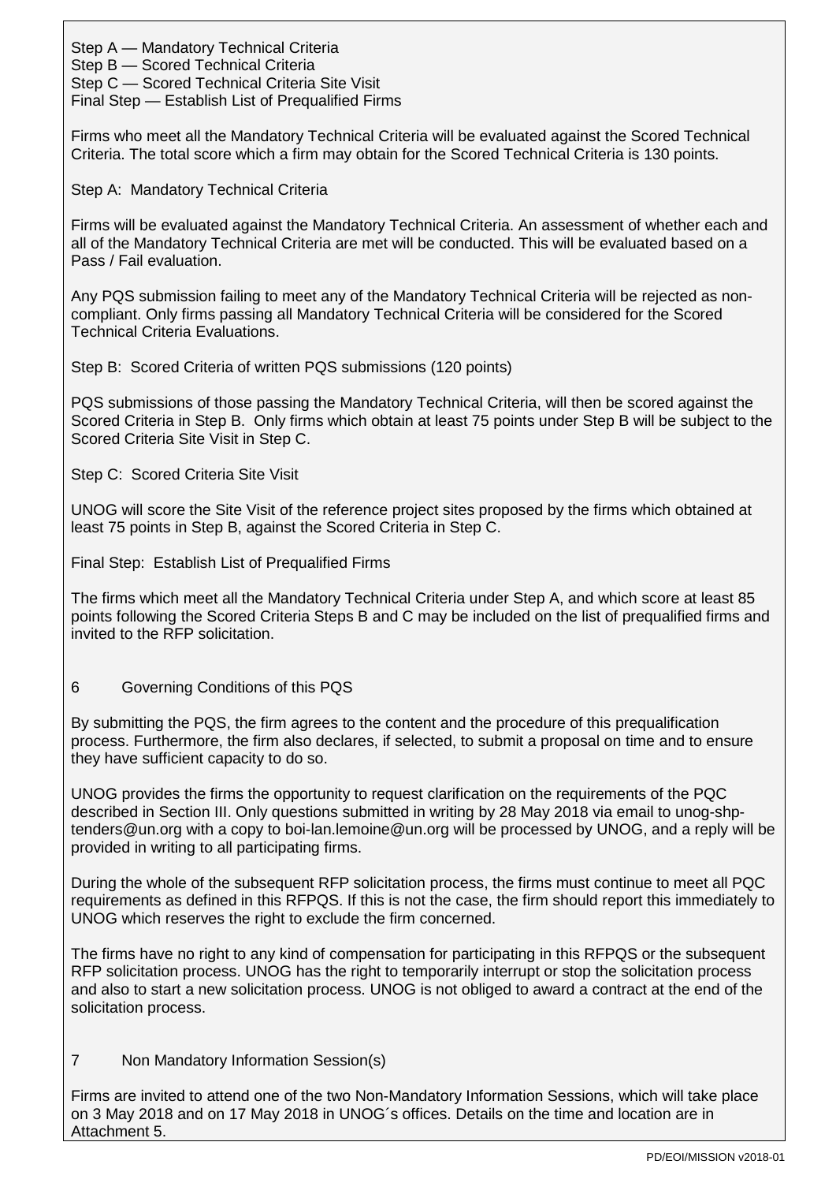Step A — Mandatory Technical Criteria
Step B — Scored Technical Criteria
Step C — Scored Technical Criteria Site Visit
Final Step — Establish List of Prequalified Firms

Firms who meet all the Mandatory Technical Criteria will be evaluated against the Scored Technical Criteria. The total score which a firm may obtain for the Scored Technical Criteria is 130 points.

Step A: Mandatory Technical Criteria

Firms will be evaluated against the Mandatory Technical Criteria. An assessment of whether each and all of the Mandatory Technical Criteria are met will be conducted. This will be evaluated based on a Pass / Fail evaluation.

Any PQS submission failing to meet any of the Mandatory Technical Criteria will be rejected as non-compliant. Only firms passing all Mandatory Technical Criteria will be considered for the Scored Technical Criteria Evaluations.

Step B: Scored Criteria of written PQS submissions (120 points)

PQS submissions of those passing the Mandatory Technical Criteria, will then be scored against the Scored Criteria in Step B. Only firms which obtain at least 75 points under Step B will be subject to the Scored Criteria Site Visit in Step C.

Step C: Scored Criteria Site Visit

UNOG will score the Site Visit of the reference project sites proposed by the firms which obtained at least 75 points in Step B, against the Scored Criteria in Step C.

Final Step: Establish List of Prequalified Firms

The firms which meet all the Mandatory Technical Criteria under Step A, and which score at least 85 points following the Scored Criteria Steps B and C may be included on the list of prequalified firms and invited to the RFP solicitation.

## 6 Governing Conditions of this PQS

By submitting the PQS, the firm agrees to the content and the procedure of this prequalification process. Furthermore, the firm also declares, if selected, to submit a proposal on time and to ensure they have sufficient capacity to do so.

UNOG provides the firms the opportunity to request clarification on the requirements of the PQC described in Section III. Only questions submitted in writing by 28 May 2018 via email to unog-shp-tenders@un.org with a copy to boi-lan.lemoine@un.org will be processed by UNOG, and a reply will be provided in writing to all participating firms.

During the whole of the subsequent RFP solicitation process, the firms must continue to meet all PQC requirements as defined in this RFPQS. If this is not the case, the firm should report this immediately to UNOG which reserves the right to exclude the firm concerned.

The firms have no right to any kind of compensation for participating in this RFPQS or the subsequent RFP solicitation process. UNOG has the right to temporarily interrupt or stop the solicitation process and also to start a new solicitation process. UNOG is not obliged to award a contract at the end of the solicitation process.

## 7 Non Mandatory Information Session(s)

Firms are invited to attend one of the two Non-Mandatory Information Sessions, which will take place on 3 May 2018 and on 17 May 2018 in UNOG´s offices. Details on the time and location are in Attachment 5.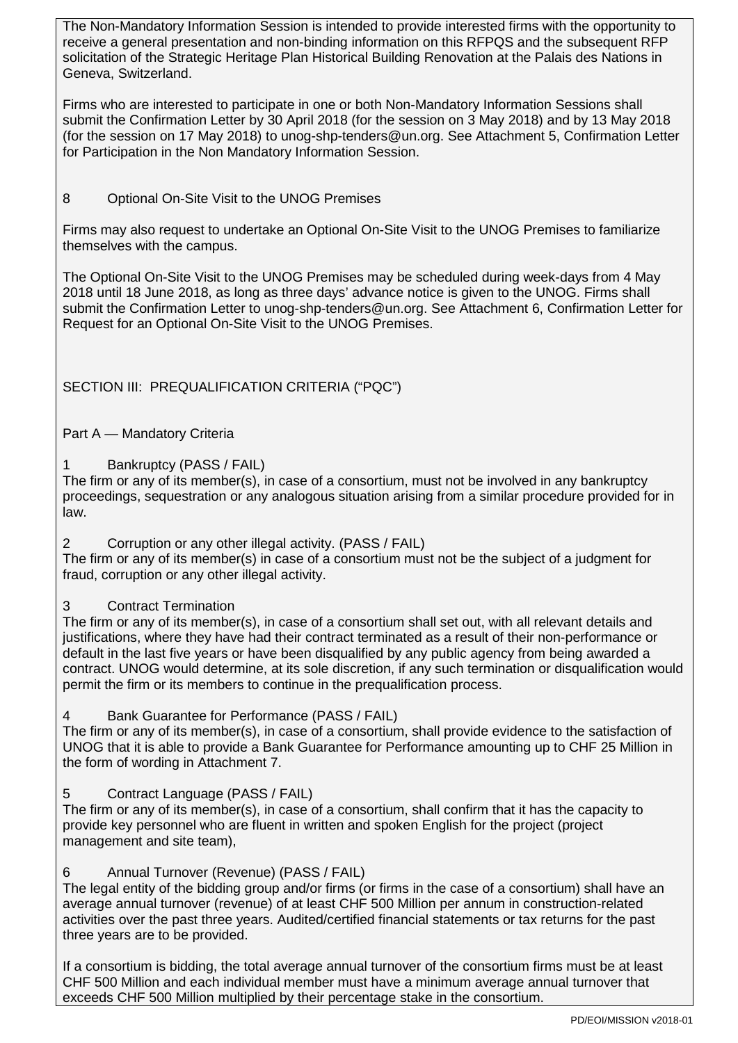The Non-Mandatory Information Session is intended to provide interested firms with the opportunity to receive a general presentation and non-binding information on this RFPQS and the subsequent RFP solicitation of the Strategic Heritage Plan Historical Building Renovation at the Palais des Nations in Geneva, Switzerland.

Firms who are interested to participate in one or both Non-Mandatory Information Sessions shall submit the Confirmation Letter by 30 April 2018 (for the session on 3 May 2018) and by 13 May 2018 (for the session on 17 May 2018) to unog-shp-tenders@un.org. See Attachment 5, Confirmation Letter for Participation in the Non Mandatory Information Session.

### 8 Optional On-Site Visit to the UNOG Premises

Firms may also request to undertake an Optional On-Site Visit to the UNOG Premises to familiarize themselves with the campus.

The Optional On-Site Visit to the UNOG Premises may be scheduled during week-days from 4 May 2018 until 18 June 2018, as long as three days' advance notice is given to the UNOG. Firms shall submit the Confirmation Letter to unog-shp-tenders@un.org. See Attachment 6, Confirmation Letter for Request for an Optional On-Site Visit to the UNOG Premises.

## SECTION III: PREQUALIFICATION CRITERIA ("PQC")

### Part A — Mandatory Criteria

#### 1 Bankruptcy (PASS / FAIL)

The firm or any of its member(s), in case of a consortium, must not be involved in any bankruptcy proceedings, sequestration or any analogous situation arising from a similar procedure provided for in law.

#### 2 Corruption or any other illegal activity. (PASS / FAIL)

The firm or any of its member(s) in case of a consortium must not be the subject of a judgment for fraud, corruption or any other illegal activity.

#### 3 Contract Termination

The firm or any of its member(s), in case of a consortium shall set out, with all relevant details and justifications, where they have had their contract terminated as a result of their non-performance or default in the last five years or have been disqualified by any public agency from being awarded a contract. UNOG would determine, at its sole discretion, if any such termination or disqualification would permit the firm or its members to continue in the prequalification process.

#### 4 Bank Guarantee for Performance (PASS / FAIL)

The firm or any of its member(s), in case of a consortium, shall provide evidence to the satisfaction of UNOG that it is able to provide a Bank Guarantee for Performance amounting up to CHF 25 Million in the form of wording in Attachment 7.

#### 5 Contract Language (PASS / FAIL)

The firm or any of its member(s), in case of a consortium, shall confirm that it has the capacity to provide key personnel who are fluent in written and spoken English for the project (project management and site team),

#### 6 Annual Turnover (Revenue) (PASS / FAIL)

The legal entity of the bidding group and/or firms (or firms in the case of a consortium) shall have an average annual turnover (revenue) of at least CHF 500 Million per annum in construction-related activities over the past three years. Audited/certified financial statements or tax returns for the past three years are to be provided.

If a consortium is bidding, the total average annual turnover of the consortium firms must be at least CHF 500 Million and each individual member must have a minimum average annual turnover that exceeds CHF 500 Million multiplied by their percentage stake in the consortium.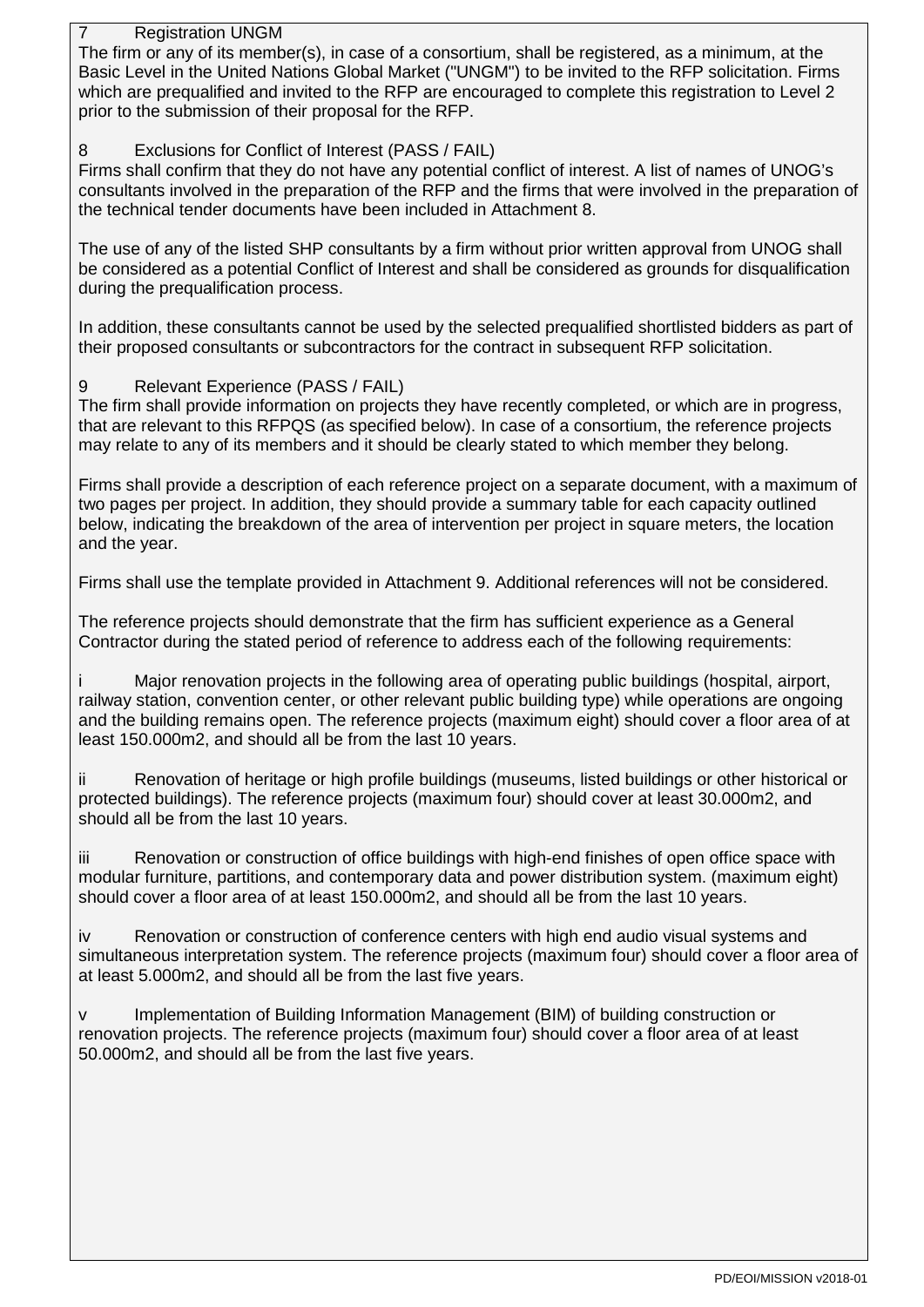## 7 Registration UNGM

The firm or any of its member(s), in case of a consortium, shall be registered, as a minimum, at the Basic Level in the United Nations Global Market ("UNGM") to be invited to the RFP solicitation. Firms which are prequalified and invited to the RFP are encouraged to complete this registration to Level 2 prior to the submission of their proposal for the RFP.

## 8 Exclusions for Conflict of Interest (PASS / FAIL)

Firms shall confirm that they do not have any potential conflict of interest. A list of names of UNOG's consultants involved in the preparation of the RFP and the firms that were involved in the preparation of the technical tender documents have been included in Attachment 8.

The use of any of the listed SHP consultants by a firm without prior written approval from UNOG shall be considered as a potential Conflict of Interest and shall be considered as grounds for disqualification during the prequalification process.

In addition, these consultants cannot be used by the selected prequalified shortlisted bidders as part of their proposed consultants or subcontractors for the contract in subsequent RFP solicitation.

## 9 Relevant Experience (PASS / FAIL)

The firm shall provide information on projects they have recently completed, or which are in progress, that are relevant to this RFPQS (as specified below). In case of a consortium, the reference projects may relate to any of its members and it should be clearly stated to which member they belong.

Firms shall provide a description of each reference project on a separate document, with a maximum of two pages per project. In addition, they should provide a summary table for each capacity outlined below, indicating the breakdown of the area of intervention per project in square meters, the location and the year.

Firms shall use the template provided in Attachment 9. Additional references will not be considered.

The reference projects should demonstrate that the firm has sufficient experience as a General Contractor during the stated period of reference to address each of the following requirements:

i Major renovation projects in the following area of operating public buildings (hospital, airport, railway station, convention center, or other relevant public building type) while operations are ongoing and the building remains open. The reference projects (maximum eight) should cover a floor area of at least 150.000m2, and should all be from the last 10 years.

ii Renovation of heritage or high profile buildings (museums, listed buildings or other historical or protected buildings). The reference projects (maximum four) should cover at least 30.000m2, and should all be from the last 10 years.

iii Renovation or construction of office buildings with high-end finishes of open office space with modular furniture, partitions, and contemporary data and power distribution system. (maximum eight) should cover a floor area of at least 150.000m2, and should all be from the last 10 years.

iv Renovation or construction of conference centers with high end audio visual systems and simultaneous interpretation system. The reference projects (maximum four) should cover a floor area of at least 5.000m2, and should all be from the last five years.

v Implementation of Building Information Management (BIM) of building construction or renovation projects. The reference projects (maximum four) should cover a floor area of at least 50.000m2, and should all be from the last five years.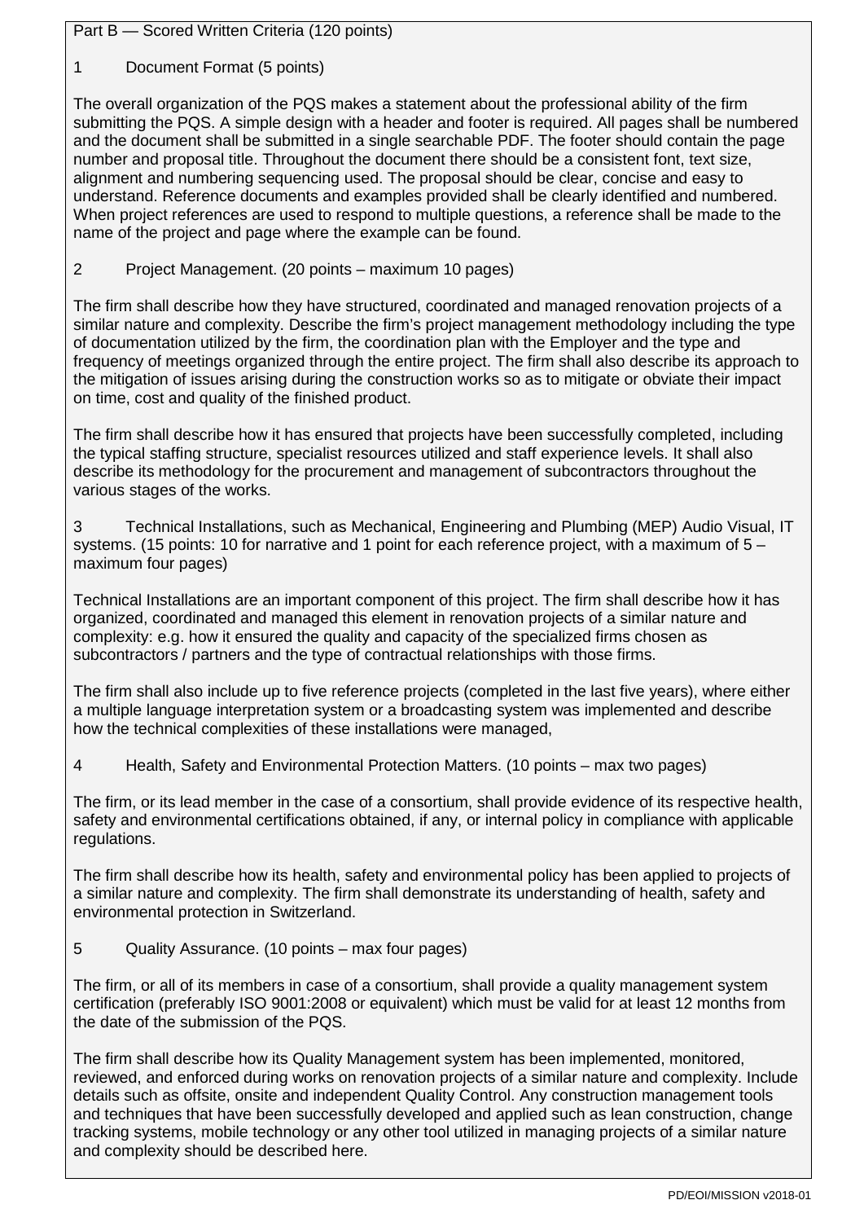Part B — Scored Written Criteria (120 points)

1 Document Format (5 points)

The overall organization of the PQS makes a statement about the professional ability of the firm submitting the PQS. A simple design with a header and footer is required. All pages shall be numbered and the document shall be submitted in a single searchable PDF. The footer should contain the page number and proposal title. Throughout the document there should be a consistent font, text size, alignment and numbering sequencing used. The proposal should be clear, concise and easy to understand. Reference documents and examples provided shall be clearly identified and numbered. When project references are used to respond to multiple questions, a reference shall be made to the name of the project and page where the example can be found.

2 Project Management. (20 points – maximum 10 pages)

The firm shall describe how they have structured, coordinated and managed renovation projects of a similar nature and complexity. Describe the firm's project management methodology including the type of documentation utilized by the firm, the coordination plan with the Employer and the type and frequency of meetings organized through the entire project. The firm shall also describe its approach to the mitigation of issues arising during the construction works so as to mitigate or obviate their impact on time, cost and quality of the finished product.

The firm shall describe how it has ensured that projects have been successfully completed, including the typical staffing structure, specialist resources utilized and staff experience levels. It shall also describe its methodology for the procurement and management of subcontractors throughout the various stages of the works.

3 Technical Installations, such as Mechanical, Engineering and Plumbing (MEP) Audio Visual, IT systems. (15 points: 10 for narrative and 1 point for each reference project, with a maximum of 5 – maximum four pages)

Technical Installations are an important component of this project. The firm shall describe how it has organized, coordinated and managed this element in renovation projects of a similar nature and complexity: e.g. how it ensured the quality and capacity of the specialized firms chosen as subcontractors / partners and the type of contractual relationships with those firms.

The firm shall also include up to five reference projects (completed in the last five years), where either a multiple language interpretation system or a broadcasting system was implemented and describe how the technical complexities of these installations were managed,

4 Health, Safety and Environmental Protection Matters. (10 points – max two pages)

The firm, or its lead member in the case of a consortium, shall provide evidence of its respective health, safety and environmental certifications obtained, if any, or internal policy in compliance with applicable regulations.

The firm shall describe how its health, safety and environmental policy has been applied to projects of a similar nature and complexity. The firm shall demonstrate its understanding of health, safety and environmental protection in Switzerland.

5 Quality Assurance. (10 points – max four pages)

The firm, or all of its members in case of a consortium, shall provide a quality management system certification (preferably ISO 9001:2008 or equivalent) which must be valid for at least 12 months from the date of the submission of the PQS.

The firm shall describe how its Quality Management system has been implemented, monitored, reviewed, and enforced during works on renovation projects of a similar nature and complexity. Include details such as offsite, onsite and independent Quality Control. Any construction management tools and techniques that have been successfully developed and applied such as lean construction, change tracking systems, mobile technology or any other tool utilized in managing projects of a similar nature and complexity should be described here.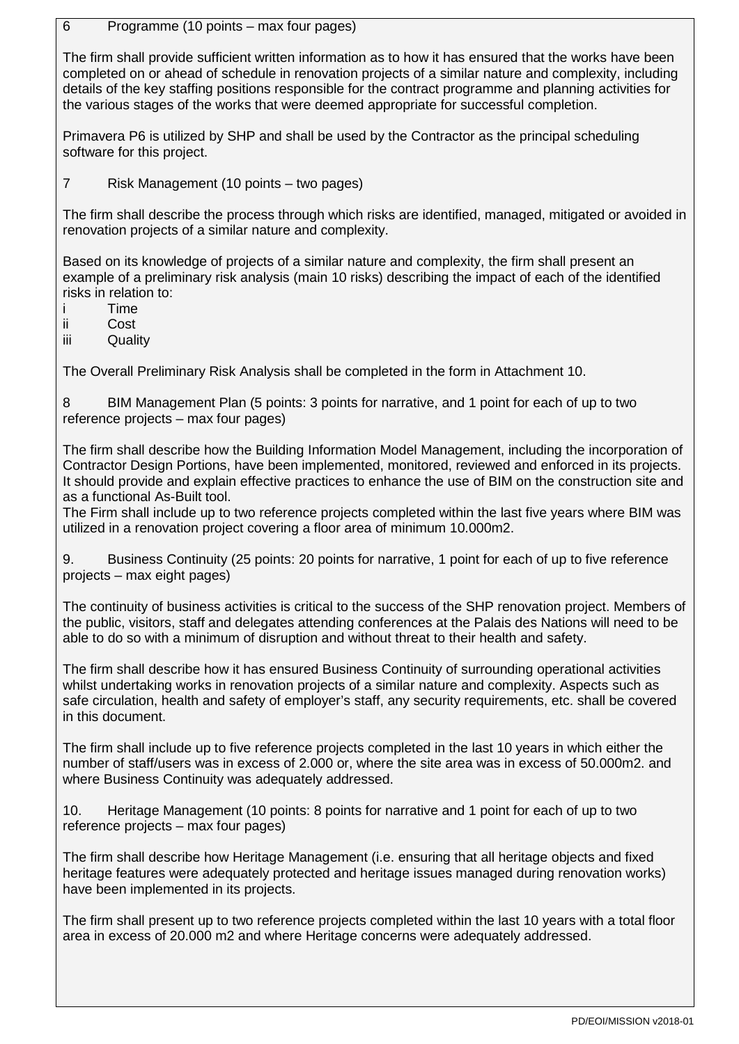## 6 Programme (10 points – max four pages)

The firm shall provide sufficient written information as to how it has ensured that the works have been completed on or ahead of schedule in renovation projects of a similar nature and complexity, including details of the key staffing positions responsible for the contract programme and planning activities for the various stages of the works that were deemed appropriate for successful completion.

Primavera P6 is utilized by SHP and shall be used by the Contractor as the principal scheduling software for this project.

## 7 Risk Management (10 points – two pages)

The firm shall describe the process through which risks are identified, managed, mitigated or avoided in renovation projects of a similar nature and complexity.

Based on its knowledge of projects of a similar nature and complexity, the firm shall present an example of a preliminary risk analysis (main 10 risks) describing the impact of each of the identified risks in relation to:

- i Time
- ii Cost
- iii Quality

The Overall Preliminary Risk Analysis shall be completed in the form in Attachment 10.

## 8 BIM Management Plan (5 points: 3 points for narrative, and 1 point for each of up to two reference projects – max four pages)

The firm shall describe how the Building Information Model Management, including the incorporation of Contractor Design Portions, have been implemented, monitored, reviewed and enforced in its projects. It should provide and explain effective practices to enhance the use of BIM on the construction site and as a functional As-Built tool.

The Firm shall include up to two reference projects completed within the last five years where BIM was utilized in a renovation project covering a floor area of minimum 10.000m2.

## 9. Business Continuity (25 points: 20 points for narrative, 1 point for each of up to five reference projects – max eight pages)

The continuity of business activities is critical to the success of the SHP renovation project. Members of the public, visitors, staff and delegates attending conferences at the Palais des Nations will need to be able to do so with a minimum of disruption and without threat to their health and safety.

The firm shall describe how it has ensured Business Continuity of surrounding operational activities whilst undertaking works in renovation projects of a similar nature and complexity. Aspects such as safe circulation, health and safety of employer's staff, any security requirements, etc. shall be covered in this document.

The firm shall include up to five reference projects completed in the last 10 years in which either the number of staff/users was in excess of 2.000 or, where the site area was in excess of 50.000m2. and where Business Continuity was adequately addressed.

## 10. Heritage Management (10 points: 8 points for narrative and 1 point for each of up to two reference projects – max four pages)

The firm shall describe how Heritage Management (i.e. ensuring that all heritage objects and fixed heritage features were adequately protected and heritage issues managed during renovation works) have been implemented in its projects.

The firm shall present up to two reference projects completed within the last 10 years with a total floor area in excess of 20.000 m2 and where Heritage concerns were adequately addressed.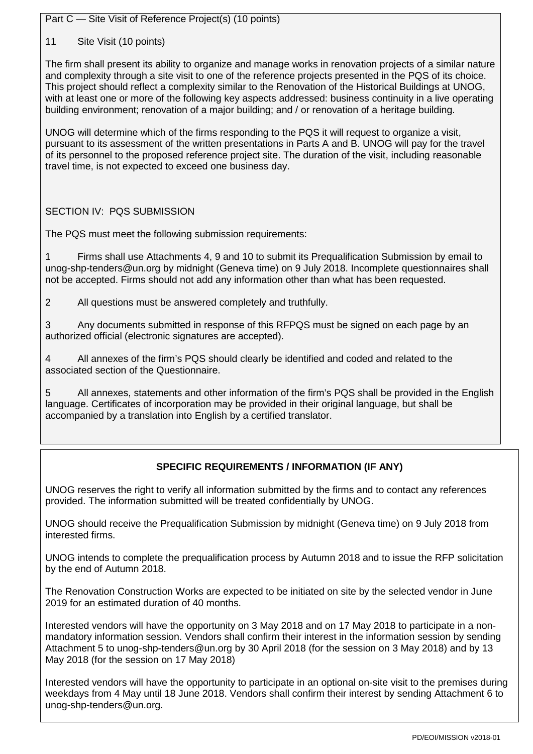Part C — Site Visit of Reference Project(s) (10 points)

11 Site Visit (10 points)

The firm shall present its ability to organize and manage works in renovation projects of a similar nature and complexity through a site visit to one of the reference projects presented in the PQS of its choice. This project should reflect a complexity similar to the Renovation of the Historical Buildings at UNOG, with at least one or more of the following key aspects addressed: business continuity in a live operating building environment; renovation of a major building; and / or renovation of a heritage building.

UNOG will determine which of the firms responding to the PQS it will request to organize a visit, pursuant to its assessment of the written presentations in Parts A and B. UNOG will pay for the travel of its personnel to the proposed reference project site. The duration of the visit, including reasonable travel time, is not expected to exceed one business day.

SECTION IV: PQS SUBMISSION

The PQS must meet the following submission requirements:

1 Firms shall use Attachments 4, 9 and 10 to submit its Prequalification Submission by email to unog-shp-tenders@un.org by midnight (Geneva time) on 9 July 2018. Incomplete questionnaires shall not be accepted. Firms should not add any information other than what has been requested.

2 All questions must be answered completely and truthfully.

3 Any documents submitted in response of this RFPQS must be signed on each page by an authorized official (electronic signatures are accepted).

4 All annexes of the firm's PQS should clearly be identified and coded and related to the associated section of the Questionnaire.

5 All annexes, statements and other information of the firm's PQS shall be provided in the English language. Certificates of incorporation may be provided in their original language, but shall be accompanied by a translation into English by a certified translator.

**SPECIFIC REQUIREMENTS / INFORMATION (IF ANY)**

UNOG reserves the right to verify all information submitted by the firms and to contact any references provided. The information submitted will be treated confidentially by UNOG.

UNOG should receive the Prequalification Submission by midnight (Geneva time) on 9 July 2018 from interested firms.

UNOG intends to complete the prequalification process by Autumn 2018 and to issue the RFP solicitation by the end of Autumn 2018.

The Renovation Construction Works are expected to be initiated on site by the selected vendor in June 2019 for an estimated duration of 40 months.

Interested vendors will have the opportunity on 3 May 2018 and on 17 May 2018 to participate in a non-mandatory information session. Vendors shall confirm their interest in the information session by sending Attachment 5 to unog-shp-tenders@un.org by 30 April 2018 (for the session on 3 May 2018) and by 13 May 2018 (for the session on 17 May 2018)

Interested vendors will have the opportunity to participate in an optional on-site visit to the premises during weekdays from 4 May until 18 June 2018. Vendors shall confirm their interest by sending Attachment 6 to unog-shp-tenders@un.org.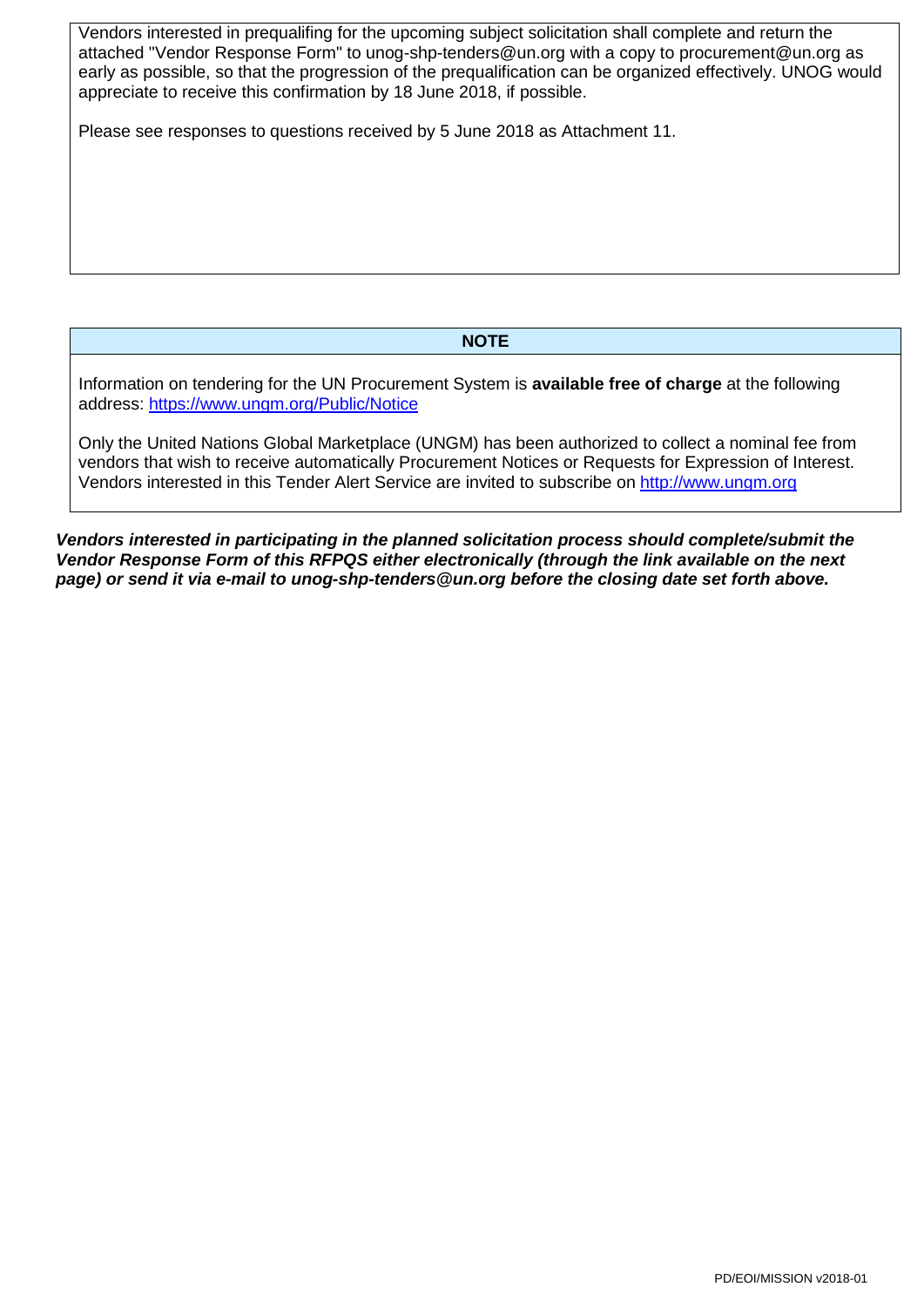Vendors interested in prequalifing for the upcoming subject solicitation shall complete and return the attached "Vendor Response Form" to unog-shp-tenders@un.org with a copy to procurement@un.org as early as possible, so that the progression of the prequalification can be organized effectively. UNOG would appreciate to receive this confirmation by 18 June 2018, if possible.

Please see responses to questions received by 5 June 2018 as Attachment 11.

**NOTE**

Information on tendering for the UN Procurement System is **available free of charge** at the following address: [https://www.ungm.org/Public/Notice](https://www.ungm.org/Public/Notice)

Only the United Nations Global Marketplace (UNGM) has been authorized to collect a nominal fee from vendors that wish to receive automatically Procurement Notices or Requests for Expression of Interest. Vendors interested in this Tender Alert Service are invited to subscribe on [http://www.ungm.org](http://www.ungm.org)

***Vendors interested in participating in the planned solicitation process should complete/submit the Vendor Response Form of this RFPQS either electronically (through the link available on the next page) or send it via e-mail to unog-shp-tenders@un.org before the closing date set forth above.***

PD/EOI/MISSION v2018-01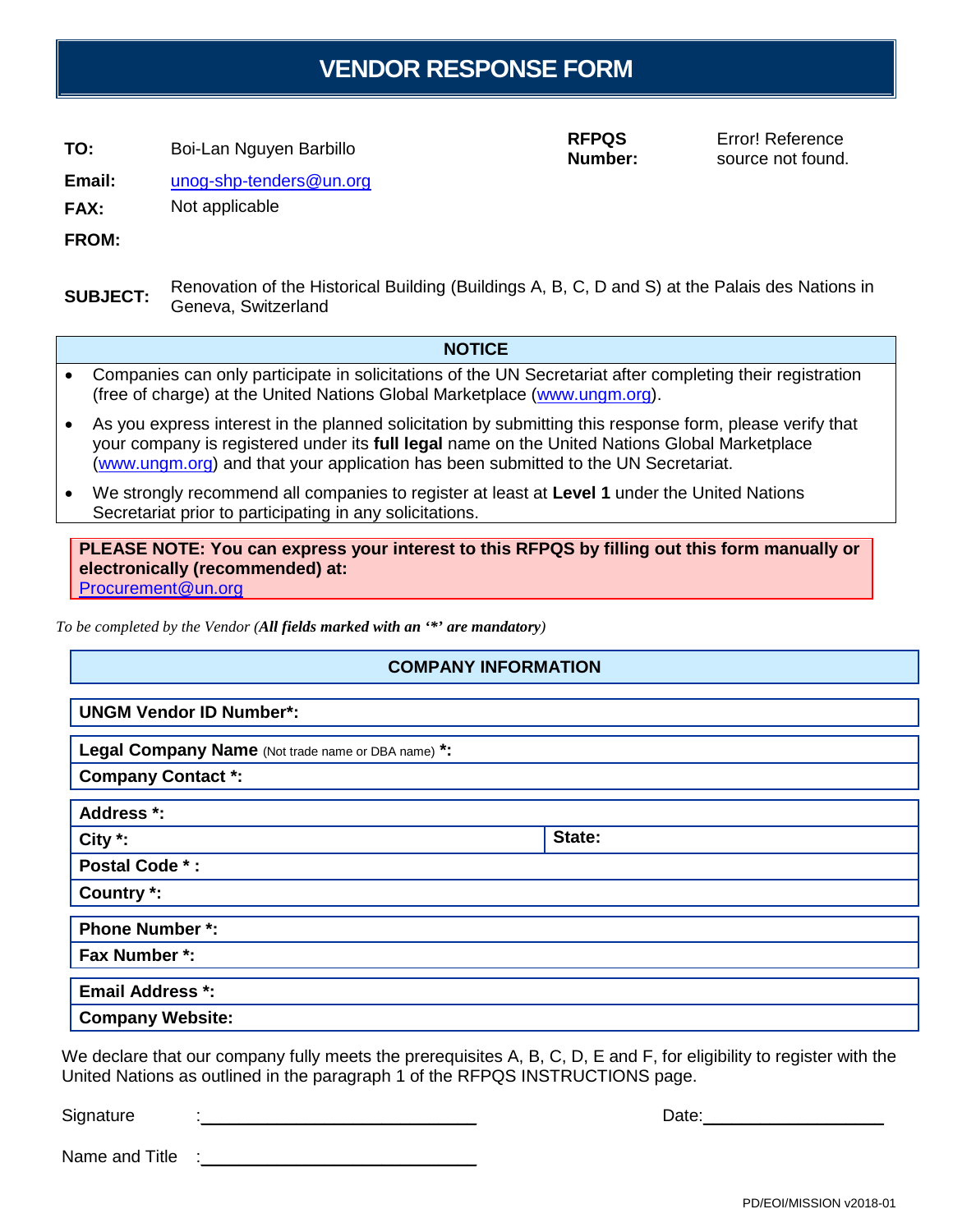# VENDOR RESPONSE FORM

| | | | |
|---|---|---|---|
| **TO:** | Boi-Lan Nguyen Barbillo | **RFPQS Number:** | Error! Reference source not found. |
| **Email:** | unog-shp-tenders@un.org | | |
| **FAX:** | Not applicable | | |
| **FROM:** | | | |

**SUBJECT:** Renovation of the Historical Building (Buildings A, B, C, D and S) at the Palais des Nations in Geneva, Switzerland

**NOTICE**

- Companies can only participate in solicitations of the UN Secretariat after completing their registration (free of charge) at the United Nations Global Marketplace (www.ungm.org).
- As you express interest in the planned solicitation by submitting this response form, please verify that your company is registered under its **full legal** name on the United Nations Global Marketplace (www.ungm.org) and that your application has been submitted to the UN Secretariat.
- We strongly recommend all companies to register at least at **Level 1** under the United Nations Secretariat prior to participating in any solicitations.

**PLEASE NOTE: You can express your interest to this RFPQS by filling out this form manually or electronically (recommended) at:**
Procurement@un.org

*To be completed by the Vendor (**All fields marked with an '*' are mandatory**)*

**COMPANY INFORMATION**

| | |
|---|---|
| **UNGM Vendor ID Number*:** | |
| **Legal Company Name** (Not trade name or DBA name) **\*:** | |
| **Company Contact *:** | |
| **Address *:** | |
| **City *:** | **State:** |
| **Postal Code * :** | |
| **Country *:** | |
| **Phone Number *:** | |
| **Fax Number *:** | |
| **Email Address *:** | |
| **Company Website:** | |

We declare that our company fully meets the prerequisites A, B, C, D, E and F, for eligibility to register with the United Nations as outlined in the paragraph 1 of the RFPQS INSTRUCTIONS page.

Signature :______________________________ Date:____________________

Name and Title :______________________________

PD/EOI/MISSION v2018-01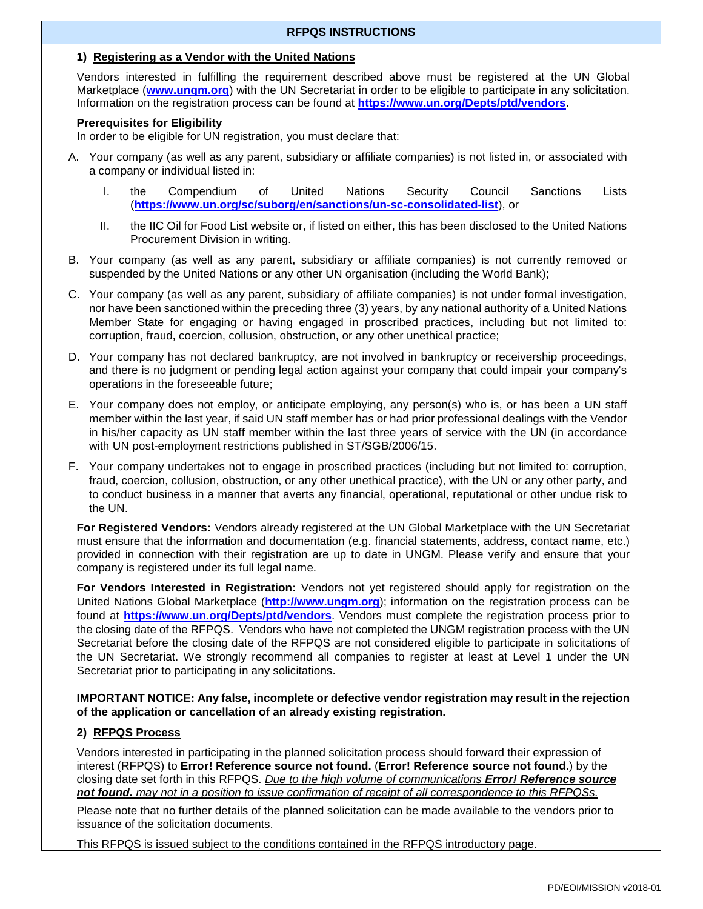## RFPQS INSTRUCTIONS

### 1) Registering as a Vendor with the United Nations

Vendors interested in fulfilling the requirement described above must be registered at the UN Global Marketplace (**www.ungm.org**) with the UN Secretariat in order to be eligible to participate in any solicitation. Information on the registration process can be found at **https://www.un.org/Depts/ptd/vendors**.

**Prerequisites for Eligibility**
In order to be eligible for UN registration, you must declare that:

A. Your company (as well as any parent, subsidiary or affiliate companies) is not listed in, or associated with a company or individual listed in:

   I. the Compendium of United Nations Security Council Sanctions Lists (**https://www.un.org/sc/suborg/en/sanctions/un-sc-consolidated-list**), or

   II. the IIC Oil for Food List website or, if listed on either, this has been disclosed to the United Nations Procurement Division in writing.

B. Your company (as well as any parent, subsidiary or affiliate companies) is not currently removed or suspended by the United Nations or any other UN organisation (including the World Bank);

C. Your company (as well as any parent, subsidiary of affiliate companies) is not under formal investigation, nor have been sanctioned within the preceding three (3) years, by any national authority of a United Nations Member State for engaging or having engaged in proscribed practices, including but not limited to: corruption, fraud, coercion, collusion, obstruction, or any other unethical practice;

D. Your company has not declared bankruptcy, are not involved in bankruptcy or receivership proceedings, and there is no judgment or pending legal action against your company that could impair your company's operations in the foreseeable future;

E. Your company does not employ, or anticipate employing, any person(s) who is, or has been a UN staff member within the last year, if said UN staff member has or had prior professional dealings with the Vendor in his/her capacity as UN staff member within the last three years of service with the UN (in accordance with UN post-employment restrictions published in ST/SGB/2006/15.

F. Your company undertakes not to engage in proscribed practices (including but not limited to: corruption, fraud, coercion, collusion, obstruction, or any other unethical practice), with the UN or any other party, and to conduct business in a manner that averts any financial, operational, reputational or other undue risk to the UN.

**For Registered Vendors:** Vendors already registered at the UN Global Marketplace with the UN Secretariat must ensure that the information and documentation (e.g. financial statements, address, contact name, etc.) provided in connection with their registration are up to date in UNGM. Please verify and ensure that your company is registered under its full legal name.

**For Vendors Interested in Registration:** Vendors not yet registered should apply for registration on the United Nations Global Marketplace (**http://www.ungm.org**); information on the registration process can be found at **https://www.un.org/Depts/ptd/vendors**. Vendors must complete the registration process prior to the closing date of the RFPQS. Vendors who have not completed the UNGM registration process with the UN Secretariat before the closing date of the RFPQS are not considered eligible to participate in solicitations of the UN Secretariat. We strongly recommend all companies to register at least at Level 1 under the UN Secretariat prior to participating in any solicitations.

**IMPORTANT NOTICE: Any false, incomplete or defective vendor registration may result in the rejection of the application or cancellation of an already existing registration.**

### 2) RFPQS Process

Vendors interested in participating in the planned solicitation process should forward their expression of interest (RFPQS) to **Error! Reference source not found.** (**Error! Reference source not found.**) by the closing date set forth in this RFPQS. *Due to the high volume of communications* ***Error! Reference source not found.*** *may not in a position to issue confirmation of receipt of all correspondence to this RFPQSs.*

Please note that no further details of the planned solicitation can be made available to the vendors prior to issuance of the solicitation documents.

This RFPQS is issued subject to the conditions contained in the RFPQS introductory page.